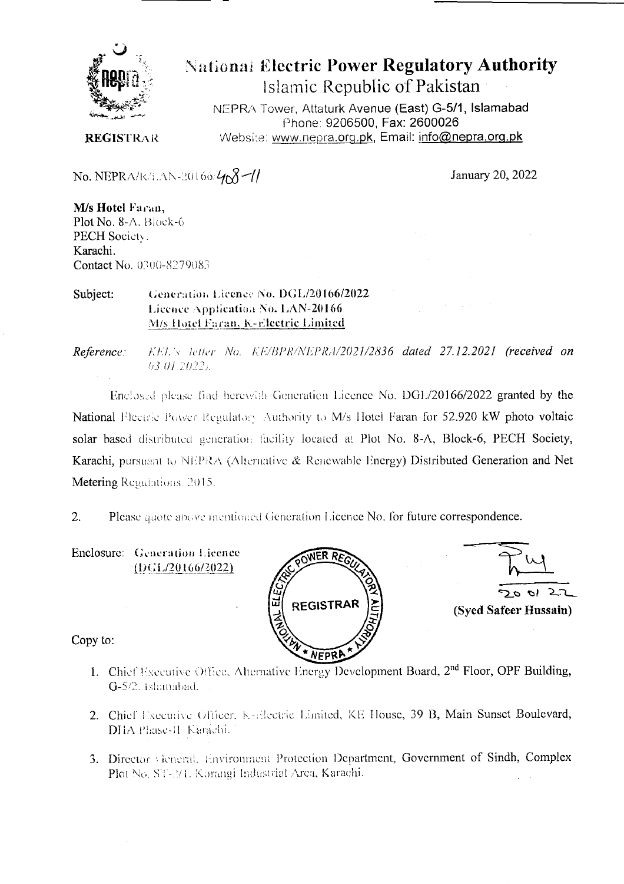# National Electric Power Regulatory Authority

## Islamic Republic of Pakistan

NEPRA Tower, Attaturk Avenue (East) G-5/1, Islamabad
Phone: 9206500, Fax: 2600026
Website: www.nepra.org.pk, Email: info@nepra.org.pk

**REGISTRAR**

No. NEPRA/R/LAN-20166/408-11

January 20, 2022

**M/s Hotel Faran,**
Plot No. 8-A, Block-6
PECH Society,
Karachi.
Contact No. 0300-8279083

Subject: **Generation Licence No. DGL/20166/2022**
**Licence Application No. LAN-20166**
**M/s Hotel Faran, K-Electric Limited**

*Reference: KEL's letter No. KE/BPR/NEPRA/2021/2836 dated 27.12.2021 (received on 03.01.2022).*

Enclosed please find herewith Generation Licence No. DGL/20166/2022 granted by the National Electric Power Regulatory Authority to M/s Hotel Faran for 52.920 kW photo voltaic solar based distributed generation facility located at Plot No. 8-A, Block-6, PECH Society, Karachi, pursuant to NEPRA (Alternative & Renewable Energy) Distributed Generation and Net Metering Regulations, 2015.

2. Please quote above mentioned Generation Licence No. for future correspondence.

Enclosure: Generation Licence
(DGL/20166/2022)

20 01 22
**(Syed Safeer Hussain)**

Copy to:

1. Chief Executive Office, Alternative Energy Development Board, 2nd Floor, OPF Building, G-5/2, Islamabad.
2. Chief Executive Officer, K-Electric Limited, KE House, 39 B, Main Sunset Boulevard, DHA Phase-II Karachi.
3. Director General, Environment Protection Department, Government of Sindh, Complex Plot No. ST-2/1, Korangi Industrial Area, Karachi.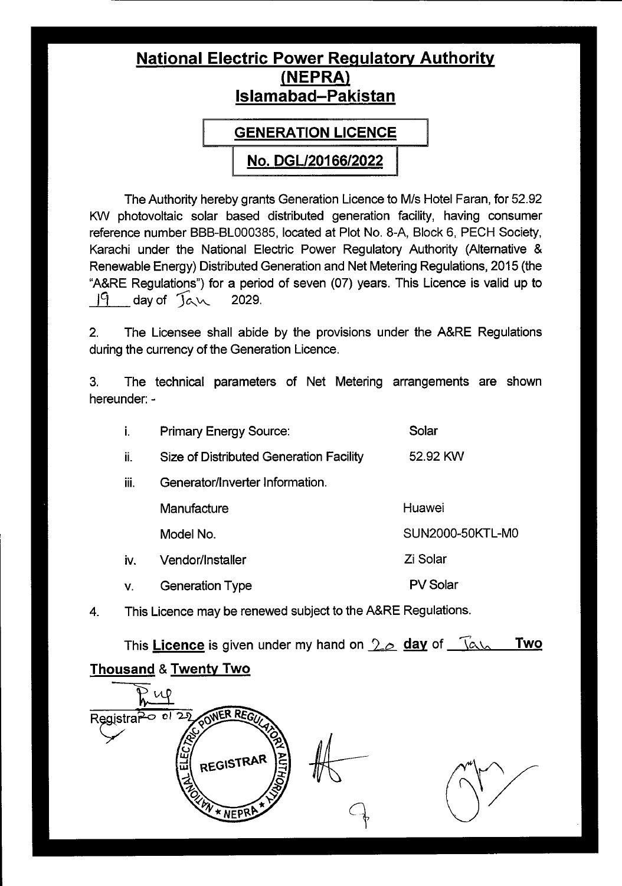# National Electric Power Regulatory Authority (NEPRA) Islamabad–Pakistan

## GENERATION LICENCE

## No. DGL/20166/2022

The Authority hereby grants Generation Licence to M/s Hotel Faran, for 52.92 KW photovoltaic solar based distributed generation facility, having consumer reference number BBB-BL000385, located at Plot No. 8-A, Block 6, PECH Society, Karachi under the National Electric Power Regulatory Authority (Alternative & Renewable Energy) Distributed Generation and Net Metering Regulations, 2015 (the "A&RE Regulations") for a period of seven (07) years. This Licence is valid up to 19 day of Jan 2029.

2. The Licensee shall abide by the provisions under the A&RE Regulations during the currency of the Generation Licence.

3. The technical parameters of Net Metering arrangements are shown hereunder: -

| | | |
|---|---|---|
| i. | Primary Energy Source: | Solar |
| ii. | Size of Distributed Generation Facility | 52.92 KW |
| iii. | Generator/Inverter Information. | |
| | Manufacture | Huawei |
| | Model No. | SUN2000-50KTL-M0 |
| iv. | Vendor/Installer | Zi Solar |
| v. | Generation Type | PV Solar |

4. This Licence may be renewed subject to the A&RE Regulations.

This **Licence** is given under my hand on 20 **day** of Jan **Two Thousand** & **Twenty Two**

Registrar 20 01 22

REGISTRAR NATIONAL ELECTRIC POWER REGULATORY AUTHORITY * NEPRA *